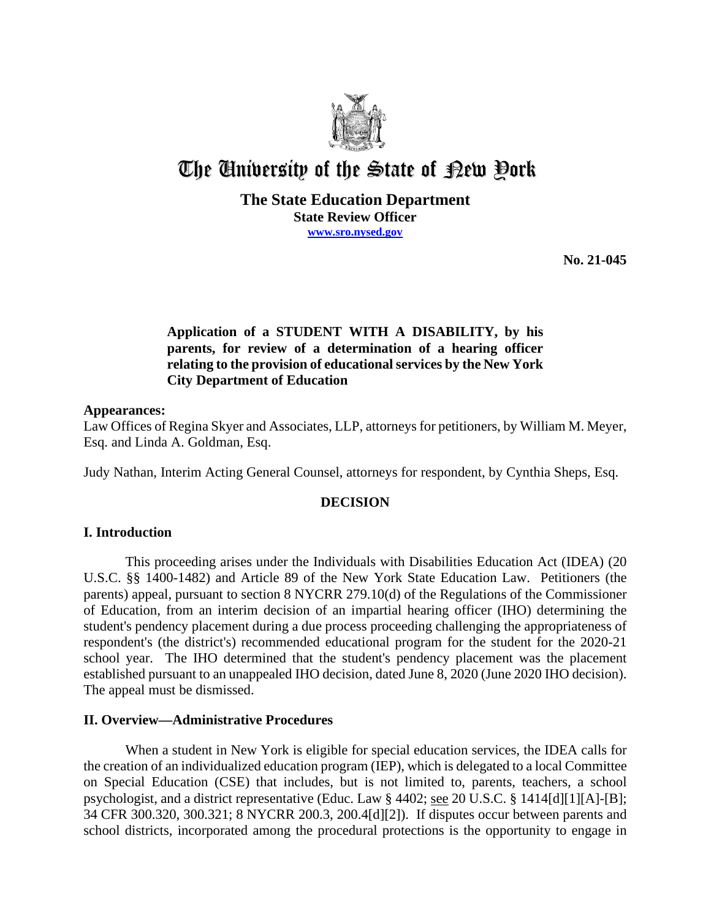# The University of the State of New York

**The State Education Department**
**State Review Officer**
**www.sro.nysed.gov**

**No. 21-045**

**Application of a STUDENT WITH A DISABILITY, by his parents, for review of a determination of a hearing officer relating to the provision of educational services by the New York City Department of Education**

**Appearances:**
Law Offices of Regina Skyer and Associates, LLP, attorneys for petitioners, by William M. Meyer, Esq. and Linda A. Goldman, Esq.

Judy Nathan, Interim Acting General Counsel, attorneys for respondent, by Cynthia Sheps, Esq.

## DECISION

### I. Introduction

This proceeding arises under the Individuals with Disabilities Education Act (IDEA) (20 U.S.C. §§ 1400-1482) and Article 89 of the New York State Education Law. Petitioners (the parents) appeal, pursuant to section 8 NYCRR 279.10(d) of the Regulations of the Commissioner of Education, from an interim decision of an impartial hearing officer (IHO) determining the student's pendency placement during a due process proceeding challenging the appropriateness of respondent's (the district's) recommended educational program for the student for the 2020-21 school year. The IHO determined that the student's pendency placement was the placement established pursuant to an unappealed IHO decision, dated June 8, 2020 (June 2020 IHO decision). The appeal must be dismissed.

### II. Overview—Administrative Procedures

When a student in New York is eligible for special education services, the IDEA calls for the creation of an individualized education program (IEP), which is delegated to a local Committee on Special Education (CSE) that includes, but is not limited to, parents, teachers, a school psychologist, and a district representative (Educ. Law § 4402; see 20 U.S.C. § 1414[d][1][A]-[B]; 34 CFR 300.320, 300.321; 8 NYCRR 200.3, 200.4[d][2]). If disputes occur between parents and school districts, incorporated among the procedural protections is the opportunity to engage in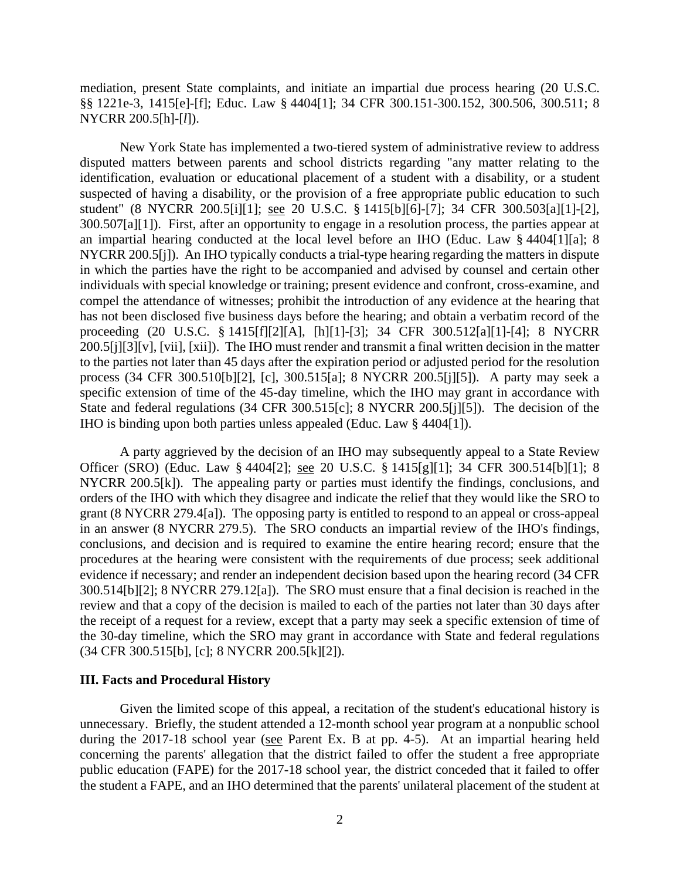mediation, present State complaints, and initiate an impartial due process hearing (20 U.S.C. §§ 1221e-3, 1415[e]-[f]; Educ. Law § 4404[1]; 34 CFR 300.151-300.152, 300.506, 300.511; 8 NYCRR 200.5[h]-[*l*]).

New York State has implemented a two-tiered system of administrative review to address disputed matters between parents and school districts regarding "any matter relating to the identification, evaluation or educational placement of a student with a disability, or a student suspected of having a disability, or the provision of a free appropriate public education to such student" (8 NYCRR 200.5[i][1]; see 20 U.S.C. § 1415[b][6]-[7]; 34 CFR 300.503[a][1]-[2], 300.507[a][1]). First, after an opportunity to engage in a resolution process, the parties appear at an impartial hearing conducted at the local level before an IHO (Educ. Law § 4404[1][a]; 8 NYCRR 200.5[j]). An IHO typically conducts a trial-type hearing regarding the matters in dispute in which the parties have the right to be accompanied and advised by counsel and certain other individuals with special knowledge or training; present evidence and confront, cross-examine, and compel the attendance of witnesses; prohibit the introduction of any evidence at the hearing that has not been disclosed five business days before the hearing; and obtain a verbatim record of the proceeding (20 U.S.C. § 1415[f][2][A], [h][1]-[3]; 34 CFR 300.512[a][1]-[4]; 8 NYCRR 200.5[j][3][v], [vii], [xii]). The IHO must render and transmit a final written decision in the matter to the parties not later than 45 days after the expiration period or adjusted period for the resolution process (34 CFR 300.510[b][2], [c], 300.515[a]; 8 NYCRR 200.5[j][5]). A party may seek a specific extension of time of the 45-day timeline, which the IHO may grant in accordance with State and federal regulations (34 CFR 300.515[c]; 8 NYCRR 200.5[j][5]). The decision of the IHO is binding upon both parties unless appealed (Educ. Law § 4404[1]).

A party aggrieved by the decision of an IHO may subsequently appeal to a State Review Officer (SRO) (Educ. Law § 4404[2]; see 20 U.S.C. § 1415[g][1]; 34 CFR 300.514[b][1]; 8 NYCRR 200.5[k]). The appealing party or parties must identify the findings, conclusions, and orders of the IHO with which they disagree and indicate the relief that they would like the SRO to grant (8 NYCRR 279.4[a]). The opposing party is entitled to respond to an appeal or cross-appeal in an answer (8 NYCRR 279.5). The SRO conducts an impartial review of the IHO's findings, conclusions, and decision and is required to examine the entire hearing record; ensure that the procedures at the hearing were consistent with the requirements of due process; seek additional evidence if necessary; and render an independent decision based upon the hearing record (34 CFR 300.514[b][2]; 8 NYCRR 279.12[a]). The SRO must ensure that a final decision is reached in the review and that a copy of the decision is mailed to each of the parties not later than 30 days after the receipt of a request for a review, except that a party may seek a specific extension of time of the 30-day timeline, which the SRO may grant in accordance with State and federal regulations (34 CFR 300.515[b], [c]; 8 NYCRR 200.5[k][2]).

### III. Facts and Procedural History

Given the limited scope of this appeal, a recitation of the student's educational history is unnecessary. Briefly, the student attended a 12-month school year program at a nonpublic school during the 2017-18 school year (see Parent Ex. B at pp. 4-5). At an impartial hearing held concerning the parents' allegation that the district failed to offer the student a free appropriate public education (FAPE) for the 2017-18 school year, the district conceded that it failed to offer the student a FAPE, and an IHO determined that the parents' unilateral placement of the student at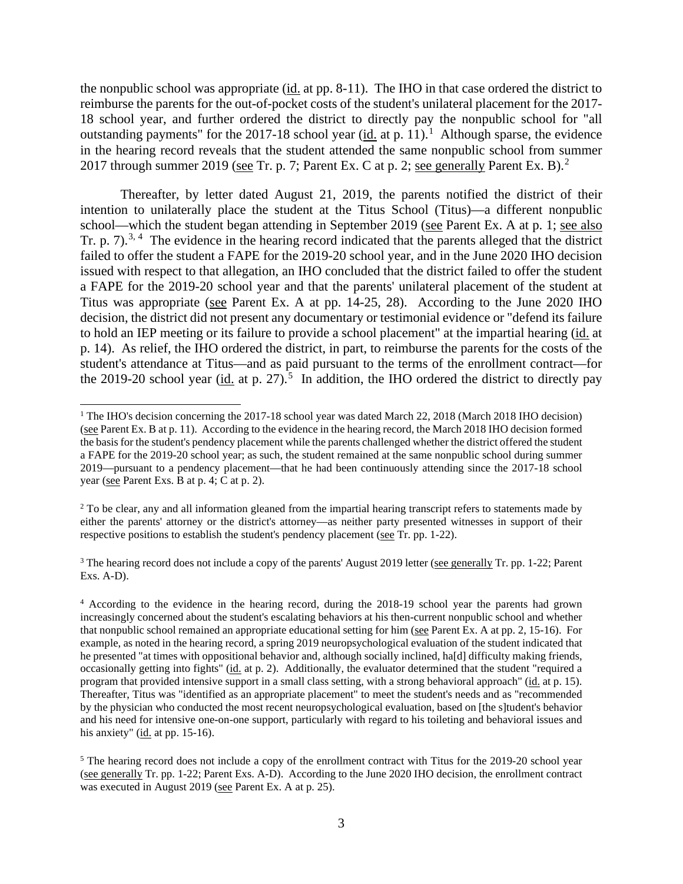the nonpublic school was appropriate (id. at pp. 8-11). The IHO in that case ordered the district to reimburse the parents for the out-of-pocket costs of the student's unilateral placement for the 2017-18 school year, and further ordered the district to directly pay the nonpublic school for "all outstanding payments" for the 2017-18 school year (id. at p. 11).[1] Although sparse, the evidence in the hearing record reveals that the student attended the same nonpublic school from summer 2017 through summer 2019 (see Tr. p. 7; Parent Ex. C at p. 2; see generally Parent Ex. B).[2]

Thereafter, by letter dated August 21, 2019, the parents notified the district of their intention to unilaterally place the student at the Titus School (Titus)—a different nonpublic school—which the student began attending in September 2019 (see Parent Ex. A at p. 1; see also Tr. p. 7).[3, 4] The evidence in the hearing record indicated that the parents alleged that the district failed to offer the student a FAPE for the 2019-20 school year, and in the June 2020 IHO decision issued with respect to that allegation, an IHO concluded that the district failed to offer the student a FAPE for the 2019-20 school year and that the parents' unilateral placement of the student at Titus was appropriate (see Parent Ex. A at pp. 14-25, 28). According to the June 2020 IHO decision, the district did not present any documentary or testimonial evidence or "defend its failure to hold an IEP meeting or its failure to provide a school placement" at the impartial hearing (id. at p. 14). As relief, the IHO ordered the district, in part, to reimburse the parents for the costs of the student's attendance at Titus—and as paid pursuant to the terms of the enrollment contract—for the 2019-20 school year (id. at p. 27).[5] In addition, the IHO ordered the district to directly pay

[1] The IHO's decision concerning the 2017-18 school year was dated March 22, 2018 (March 2018 IHO decision) (see Parent Ex. B at p. 11). According to the evidence in the hearing record, the March 2018 IHO decision formed the basis for the student's pendency placement while the parents challenged whether the district offered the student a FAPE for the 2019-20 school year; as such, the student remained at the same nonpublic school during summer 2019—pursuant to a pendency placement—that he had been continuously attending since the 2017-18 school year (see Parent Exs. B at p. 4; C at p. 2).

[2] To be clear, any and all information gleaned from the impartial hearing transcript refers to statements made by either the parents' attorney or the district's attorney—as neither party presented witnesses in support of their respective positions to establish the student's pendency placement (see Tr. pp. 1-22).

[3] The hearing record does not include a copy of the parents' August 2019 letter (see generally Tr. pp. 1-22; Parent Exs. A-D).

[4] According to the evidence in the hearing record, during the 2018-19 school year the parents had grown increasingly concerned about the student's escalating behaviors at his then-current nonpublic school and whether that nonpublic school remained an appropriate educational setting for him (see Parent Ex. A at pp. 2, 15-16). For example, as noted in the hearing record, a spring 2019 neuropsychological evaluation of the student indicated that he presented "at times with oppositional behavior and, although socially inclined, ha[d] difficulty making friends, occasionally getting into fights" (id. at p. 2). Additionally, the evaluator determined that the student "required a program that provided intensive support in a small class setting, with a strong behavioral approach" (id. at p. 15). Thereafter, Titus was "identified as an appropriate placement" to meet the student's needs and as "recommended by the physician who conducted the most recent neuropsychological evaluation, based on [the s]tudent's behavior and his need for intensive one-on-one support, particularly with regard to his toileting and behavioral issues and his anxiety" (id. at pp. 15-16).

[5] The hearing record does not include a copy of the enrollment contract with Titus for the 2019-20 school year (see generally Tr. pp. 1-22; Parent Exs. A-D). According to the June 2020 IHO decision, the enrollment contract was executed in August 2019 (see Parent Ex. A at p. 25).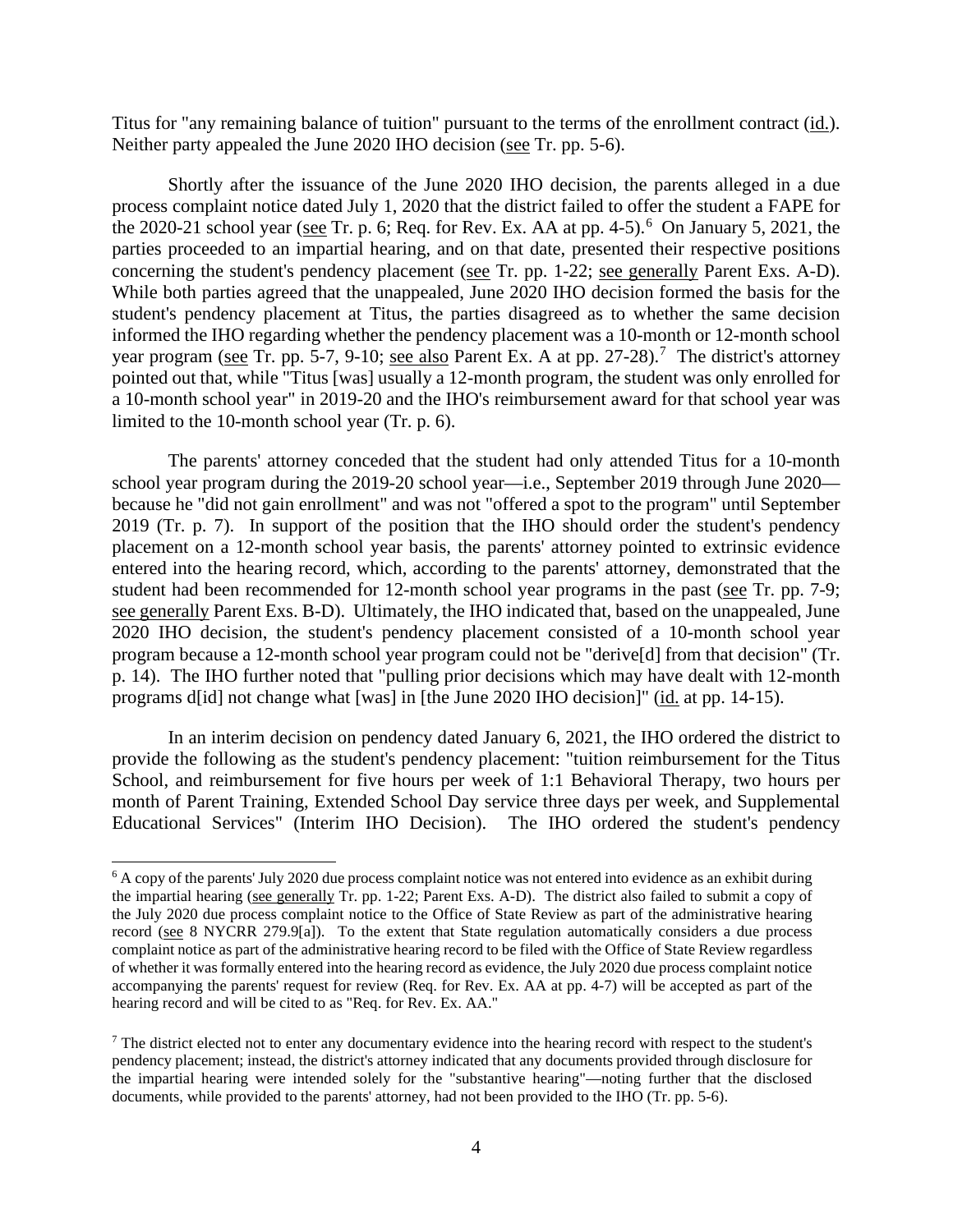Titus for "any remaining balance of tuition" pursuant to the terms of the enrollment contract (id.). Neither party appealed the June 2020 IHO decision (see Tr. pp. 5-6).

Shortly after the issuance of the June 2020 IHO decision, the parents alleged in a due process complaint notice dated July 1, 2020 that the district failed to offer the student a FAPE for the 2020-21 school year (see Tr. p. 6; Req. for Rev. Ex. AA at pp. 4-5).[6] On January 5, 2021, the parties proceeded to an impartial hearing, and on that date, presented their respective positions concerning the student's pendency placement (see Tr. pp. 1-22; see generally Parent Exs. A-D). While both parties agreed that the unappealed, June 2020 IHO decision formed the basis for the student's pendency placement at Titus, the parties disagreed as to whether the same decision informed the IHO regarding whether the pendency placement was a 10-month or 12-month school year program (see Tr. pp. 5-7, 9-10; see also Parent Ex. A at pp. 27-28).[7] The district's attorney pointed out that, while "Titus [was] usually a 12-month program, the student was only enrolled for a 10-month school year" in 2019-20 and the IHO's reimbursement award for that school year was limited to the 10-month school year (Tr. p. 6).

The parents' attorney conceded that the student had only attended Titus for a 10-month school year program during the 2019-20 school year—i.e., September 2019 through June 2020—because he "did not gain enrollment" and was not "offered a spot to the program" until September 2019 (Tr. p. 7). In support of the position that the IHO should order the student's pendency placement on a 12-month school year basis, the parents' attorney pointed to extrinsic evidence entered into the hearing record, which, according to the parents' attorney, demonstrated that the student had been recommended for 12-month school year programs in the past (see Tr. pp. 7-9; see generally Parent Exs. B-D). Ultimately, the IHO indicated that, based on the unappealed, June 2020 IHO decision, the student's pendency placement consisted of a 10-month school year program because a 12-month school year program could not be "derive[d] from that decision" (Tr. p. 14). The IHO further noted that "pulling prior decisions which may have dealt with 12-month programs d[id] not change what [was] in [the June 2020 IHO decision]" (id. at pp. 14-15).

In an interim decision on pendency dated January 6, 2021, the IHO ordered the district to provide the following as the student's pendency placement: "tuition reimbursement for the Titus School, and reimbursement for five hours per week of 1:1 Behavioral Therapy, two hours per month of Parent Training, Extended School Day service three days per week, and Supplemental Educational Services" (Interim IHO Decision). The IHO ordered the student's pendency

[6] A copy of the parents' July 2020 due process complaint notice was not entered into evidence as an exhibit during the impartial hearing (see generally Tr. pp. 1-22; Parent Exs. A-D). The district also failed to submit a copy of the July 2020 due process complaint notice to the Office of State Review as part of the administrative hearing record (see 8 NYCRR 279.9[a]). To the extent that State regulation automatically considers a due process complaint notice as part of the administrative hearing record to be filed with the Office of State Review regardless of whether it was formally entered into the hearing record as evidence, the July 2020 due process complaint notice accompanying the parents' request for review (Req. for Rev. Ex. AA at pp. 4-7) will be accepted as part of the hearing record and will be cited to as "Req. for Rev. Ex. AA."

[7] The district elected not to enter any documentary evidence into the hearing record with respect to the student's pendency placement; instead, the district's attorney indicated that any documents provided through disclosure for the impartial hearing were intended solely for the "substantive hearing"—noting further that the disclosed documents, while provided to the parents' attorney, had not been provided to the IHO (Tr. pp. 5-6).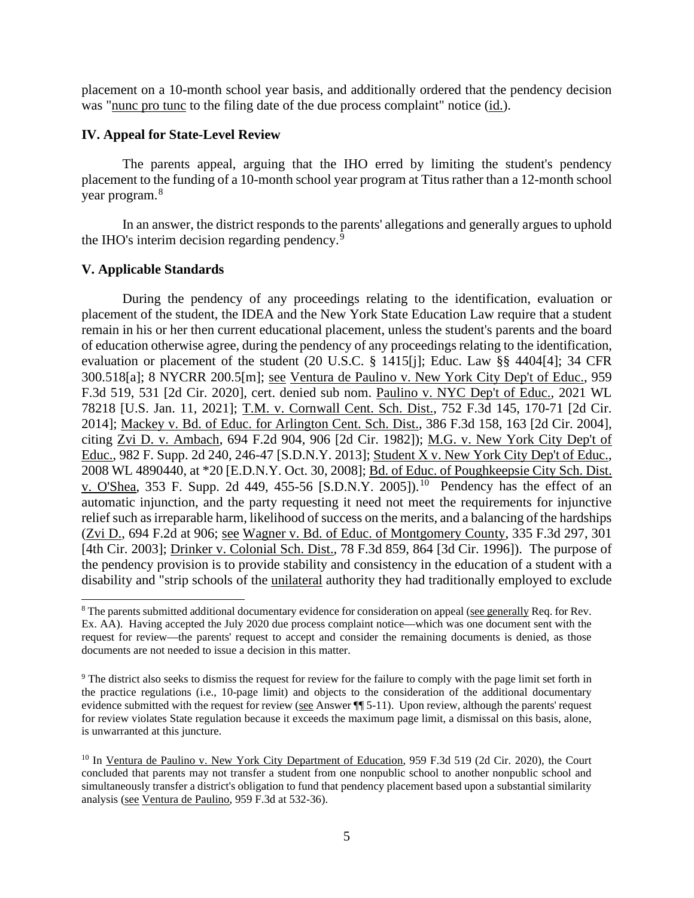placement on a 10-month school year basis, and additionally ordered that the pendency decision was "nunc pro tunc to the filing date of the due process complaint" notice (id.).

### IV. Appeal for State-Level Review

The parents appeal, arguing that the IHO erred by limiting the student's pendency placement to the funding of a 10-month school year program at Titus rather than a 12-month school year program.[8]

In an answer, the district responds to the parents' allegations and generally argues to uphold the IHO's interim decision regarding pendency.[9]

### V. Applicable Standards

During the pendency of any proceedings relating to the identification, evaluation or placement of the student, the IDEA and the New York State Education Law require that a student remain in his or her then current educational placement, unless the student's parents and the board of education otherwise agree, during the pendency of any proceedings relating to the identification, evaluation or placement of the student (20 U.S.C. § 1415[j]; Educ. Law §§ 4404[4]; 34 CFR 300.518[a]; 8 NYCRR 200.5[m]; see Ventura de Paulino v. New York City Dep't of Educ., 959 F.3d 519, 531 [2d Cir. 2020], cert. denied sub nom. Paulino v. NYC Dep't of Educ., 2021 WL 78218 [U.S. Jan. 11, 2021]; T.M. v. Cornwall Cent. Sch. Dist., 752 F.3d 145, 170-71 [2d Cir. 2014]; Mackey v. Bd. of Educ. for Arlington Cent. Sch. Dist., 386 F.3d 158, 163 [2d Cir. 2004], citing Zvi D. v. Ambach, 694 F.2d 904, 906 [2d Cir. 1982]); M.G. v. New York City Dep't of Educ., 982 F. Supp. 2d 240, 246-47 [S.D.N.Y. 2013]; Student X v. New York City Dep't of Educ., 2008 WL 4890440, at *20 [E.D.N.Y. Oct. 30, 2008]; Bd. of Educ. of Poughkeepsie City Sch. Dist. v. O'Shea, 353 F. Supp. 2d 449, 455-56 [S.D.N.Y. 2005]).[10] Pendency has the effect of an automatic injunction, and the party requesting it need not meet the requirements for injunctive relief such as irreparable harm, likelihood of success on the merits, and a balancing of the hardships (Zvi D., 694 F.2d at 906; see Wagner v. Bd. of Educ. of Montgomery County, 335 F.3d 297, 301 [4th Cir. 2003]; Drinker v. Colonial Sch. Dist., 78 F.3d 859, 864 [3d Cir. 1996]). The purpose of the pendency provision is to provide stability and consistency in the education of a student with a disability and "strip schools of the unilateral authority they had traditionally employed to exclude

[8] The parents submitted additional documentary evidence for consideration on appeal (see generally Req. for Rev. Ex. AA). Having accepted the July 2020 due process complaint notice—which was one document sent with the request for review—the parents' request to accept and consider the remaining documents is denied, as those documents are not needed to issue a decision in this matter.

[9] The district also seeks to dismiss the request for review for the failure to comply with the page limit set forth in the practice regulations (i.e., 10-page limit) and objects to the consideration of the additional documentary evidence submitted with the request for review (see Answer ¶¶ 5-11). Upon review, although the parents' request for review violates State regulation because it exceeds the maximum page limit, a dismissal on this basis, alone, is unwarranted at this juncture.

[10] In Ventura de Paulino v. New York City Department of Education, 959 F.3d 519 (2d Cir. 2020), the Court concluded that parents may not transfer a student from one nonpublic school to another nonpublic school and simultaneously transfer a district's obligation to fund that pendency placement based upon a substantial similarity analysis (see Ventura de Paulino, 959 F.3d at 532-36).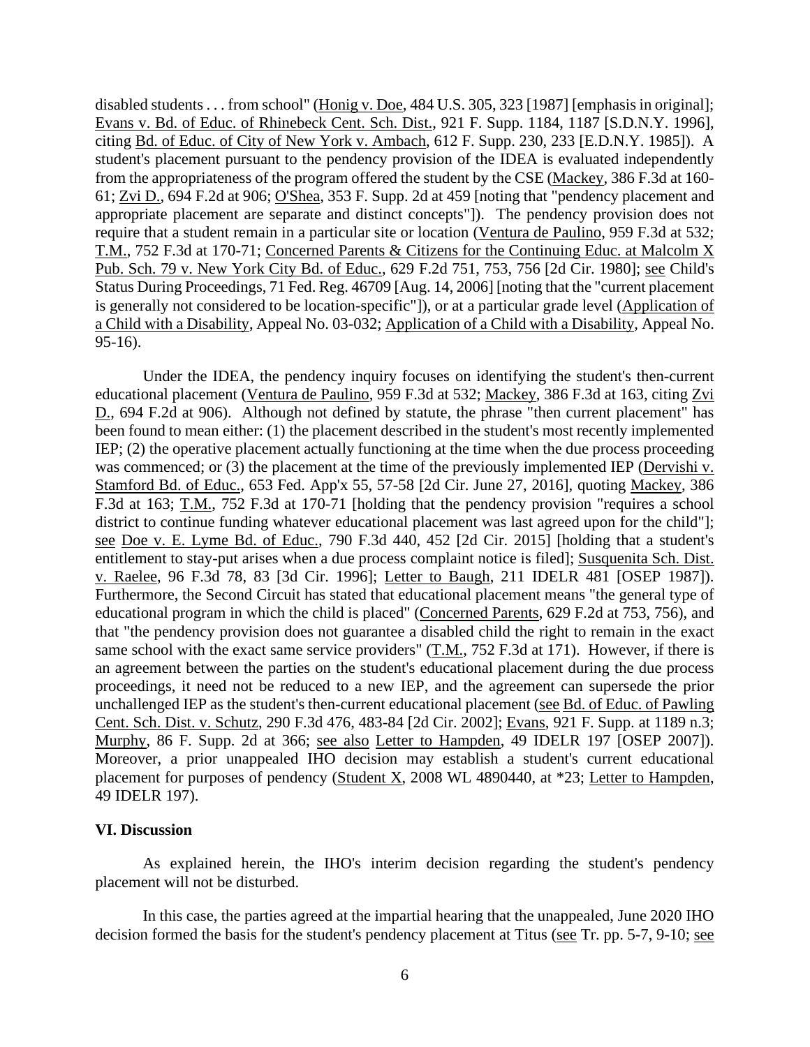disabled students . . . from school" (Honig v. Doe, 484 U.S. 305, 323 [1987] [emphasis in original]; Evans v. Bd. of Educ. of Rhinebeck Cent. Sch. Dist., 921 F. Supp. 1184, 1187 [S.D.N.Y. 1996], citing Bd. of Educ. of City of New York v. Ambach, 612 F. Supp. 230, 233 [E.D.N.Y. 1985]). A student's placement pursuant to the pendency provision of the IDEA is evaluated independently from the appropriateness of the program offered the student by the CSE (Mackey, 386 F.3d at 160-61; Zvi D., 694 F.2d at 906; O'Shea, 353 F. Supp. 2d at 459 [noting that "pendency placement and appropriate placement are separate and distinct concepts"]). The pendency provision does not require that a student remain in a particular site or location (Ventura de Paulino, 959 F.3d at 532; T.M., 752 F.3d at 170-71; Concerned Parents & Citizens for the Continuing Educ. at Malcolm X Pub. Sch. 79 v. New York City Bd. of Educ., 629 F.2d 751, 753, 756 [2d Cir. 1980]; see Child's Status During Proceedings, 71 Fed. Reg. 46709 [Aug. 14, 2006] [noting that the "current placement is generally not considered to be location-specific"]), or at a particular grade level (Application of a Child with a Disability, Appeal No. 03-032; Application of a Child with a Disability, Appeal No. 95-16).

Under the IDEA, the pendency inquiry focuses on identifying the student's then-current educational placement (Ventura de Paulino, 959 F.3d at 532; Mackey, 386 F.3d at 163, citing Zvi D., 694 F.2d at 906). Although not defined by statute, the phrase "then current placement" has been found to mean either: (1) the placement described in the student's most recently implemented IEP; (2) the operative placement actually functioning at the time when the due process proceeding was commenced; or (3) the placement at the time of the previously implemented IEP (Dervishi v. Stamford Bd. of Educ., 653 Fed. App'x 55, 57-58 [2d Cir. June 27, 2016], quoting Mackey, 386 F.3d at 163; T.M., 752 F.3d at 170-71 [holding that the pendency provision "requires a school district to continue funding whatever educational placement was last agreed upon for the child"]; see Doe v. E. Lyme Bd. of Educ., 790 F.3d 440, 452 [2d Cir. 2015] [holding that a student's entitlement to stay-put arises when a due process complaint notice is filed]; Susquenita Sch. Dist. v. Raelee, 96 F.3d 78, 83 [3d Cir. 1996]; Letter to Baugh, 211 IDELR 481 [OSEP 1987]). Furthermore, the Second Circuit has stated that educational placement means "the general type of educational program in which the child is placed" (Concerned Parents, 629 F.2d at 753, 756), and that "the pendency provision does not guarantee a disabled child the right to remain in the exact same school with the exact same service providers" (T.M., 752 F.3d at 171). However, if there is an agreement between the parties on the student's educational placement during the due process proceedings, it need not be reduced to a new IEP, and the agreement can supersede the prior unchallenged IEP as the student's then-current educational placement (see Bd. of Educ. of Pawling Cent. Sch. Dist. v. Schutz, 290 F.3d 476, 483-84 [2d Cir. 2002]; Evans, 921 F. Supp. at 1189 n.3; Murphy, 86 F. Supp. 2d at 366; see also Letter to Hampden, 49 IDELR 197 [OSEP 2007]). Moreover, a prior unappealed IHO decision may establish a student's current educational placement for purposes of pendency (Student X, 2008 WL 4890440, at *23; Letter to Hampden, 49 IDELR 197).

## VI. Discussion

As explained herein, the IHO's interim decision regarding the student's pendency placement will not be disturbed.

In this case, the parties agreed at the impartial hearing that the unappealed, June 2020 IHO decision formed the basis for the student's pendency placement at Titus (see Tr. pp. 5-7, 9-10; see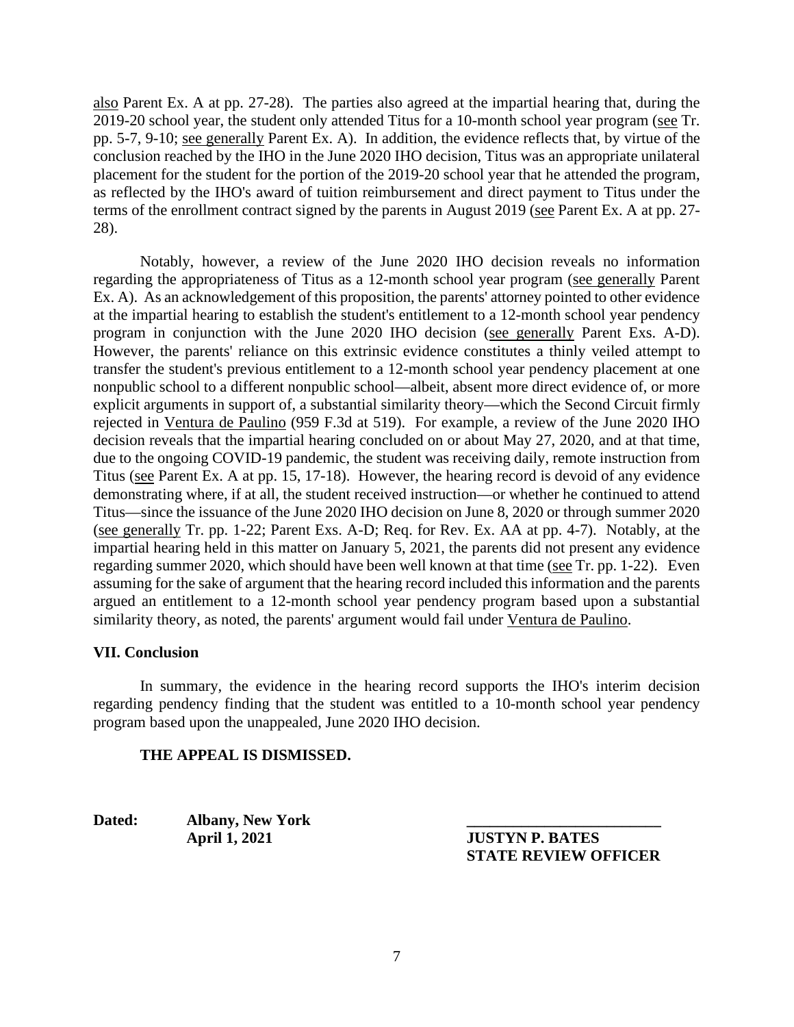also Parent Ex. A at pp. 27-28). The parties also agreed at the impartial hearing that, during the 2019-20 school year, the student only attended Titus for a 10-month school year program (see Tr. pp. 5-7, 9-10; see generally Parent Ex. A). In addition, the evidence reflects that, by virtue of the conclusion reached by the IHO in the June 2020 IHO decision, Titus was an appropriate unilateral placement for the student for the portion of the 2019-20 school year that he attended the program, as reflected by the IHO's award of tuition reimbursement and direct payment to Titus under the terms of the enrollment contract signed by the parents in August 2019 (see Parent Ex. A at pp. 27-28).

Notably, however, a review of the June 2020 IHO decision reveals no information regarding the appropriateness of Titus as a 12-month school year program (see generally Parent Ex. A). As an acknowledgement of this proposition, the parents' attorney pointed to other evidence at the impartial hearing to establish the student's entitlement to a 12-month school year pendency program in conjunction with the June 2020 IHO decision (see generally Parent Exs. A-D). However, the parents' reliance on this extrinsic evidence constitutes a thinly veiled attempt to transfer the student's previous entitlement to a 12-month school year pendency placement at one nonpublic school to a different nonpublic school—albeit, absent more direct evidence of, or more explicit arguments in support of, a substantial similarity theory—which the Second Circuit firmly rejected in Ventura de Paulino (959 F.3d at 519). For example, a review of the June 2020 IHO decision reveals that the impartial hearing concluded on or about May 27, 2020, and at that time, due to the ongoing COVID-19 pandemic, the student was receiving daily, remote instruction from Titus (see Parent Ex. A at pp. 15, 17-18). However, the hearing record is devoid of any evidence demonstrating where, if at all, the student received instruction—or whether he continued to attend Titus—since the issuance of the June 2020 IHO decision on June 8, 2020 or through summer 2020 (see generally Tr. pp. 1-22; Parent Exs. A-D; Req. for Rev. Ex. AA at pp. 4-7). Notably, at the impartial hearing held in this matter on January 5, 2021, the parents did not present any evidence regarding summer 2020, which should have been well known at that time (see Tr. pp. 1-22). Even assuming for the sake of argument that the hearing record included this information and the parents argued an entitlement to a 12-month school year pendency program based upon a substantial similarity theory, as noted, the parents' argument would fail under Ventura de Paulino.

## VII. Conclusion

In summary, the evidence in the hearing record supports the IHO's interim decision regarding pendency finding that the student was entitled to a 10-month school year pendency program based upon the unappealed, June 2020 IHO decision.

**THE APPEAL IS DISMISSED.**

**Dated: Albany, New York**
**April 1, 2021**

**JUSTYN P. BATES**
**STATE REVIEW OFFICER**